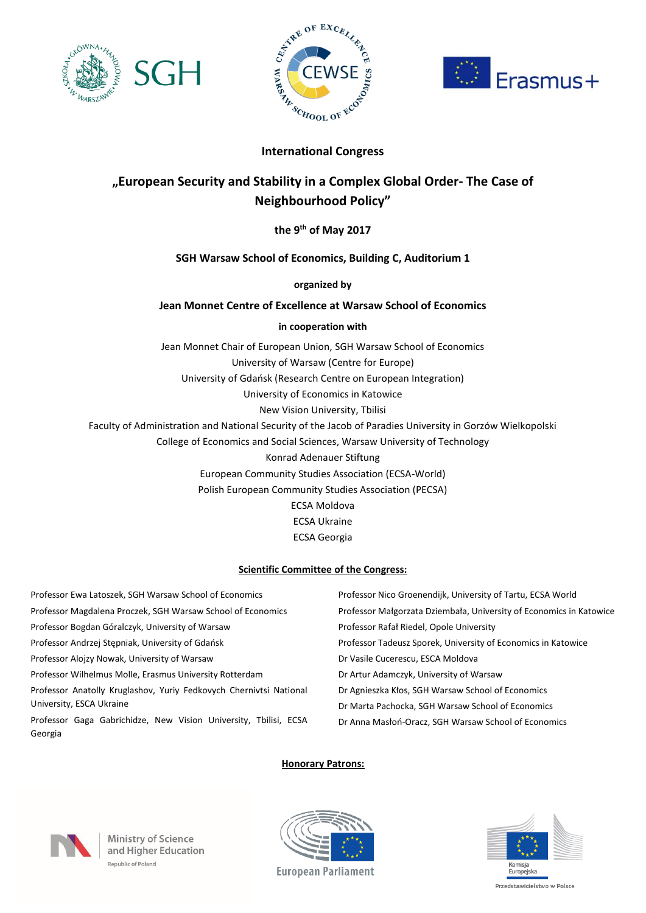**International Congress**

# „European Security and Stability in a Complex Global Order- The Case of Neighbourhood Policy"

**the 9th of May 2017**

**SGH Warsaw School of Economics, Building C, Auditorium 1**

**organized by**

**Jean Monnet Centre of Excellence at Warsaw School of Economics**

**in cooperation with**

Jean Monnet Chair of European Union, SGH Warsaw School of Economics
University of Warsaw (Centre for Europe)
University of Gdańsk (Research Centre on European Integration)
University of Economics in Katowice
New Vision University, Tbilisi
Faculty of Administration and National Security of the Jacob of Paradies University in Gorzów Wielkopolski
College of Economics and Social Sciences, Warsaw University of Technology
Konrad Adenauer Stiftung
European Community Studies Association (ECSA-World)
Polish European Community Studies Association (PECSA)
ECSA Moldova
ECSA Ukraine
ECSA Georgia

## Scientific Committee of the Congress:

Professor Ewa Latoszek, SGH Warsaw School of Economics
Professor Magdalena Proczek, SGH Warsaw School of Economics
Professor Bogdan Góralczyk, University of Warsaw
Professor Andrzej Stępniak, University of Gdańsk
Professor Alojzy Nowak, University of Warsaw
Professor Wilhelmus Molle, Erasmus University Rotterdam
Professor Anatolly Kruglashov, Yuriy Fedkovych Chernivtsi National University, ESCA Ukraine
Professor Gaga Gabrichidze, New Vision University, Tbilisi, ECSA Georgia
Professor Nico Groenendijk, University of Tartu, ECSA World
Professor Małgorzata Dziembała, University of Economics in Katowice
Professor Rafał Riedel, Opole University
Professor Tadeusz Sporek, University of Economics in Katowice
Dr Vasile Cucerescu, ESCA Moldova
Dr Artur Adamczyk, University of Warsaw
Dr Agnieszka Kłos, SGH Warsaw School of Economics
Dr Marta Pachocka, SGH Warsaw School of Economics
Dr Anna Masłoń-Oracz, SGH Warsaw School of Economics

## Honorary Patrons:

Ministry of Science and Higher Education, Republic of Poland

European Parliament

Komisja Europejska, Przedstawicielstwo w Polsce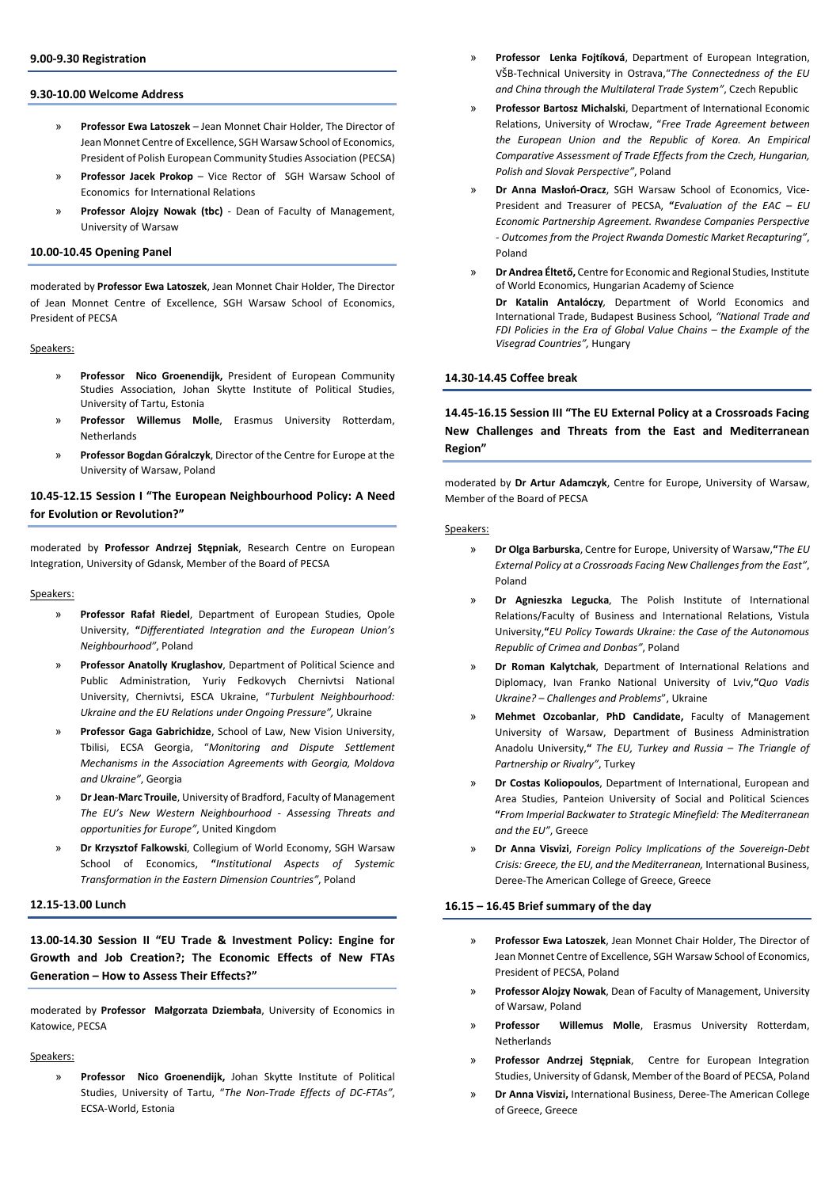## 9.00-9.30 Registration

## 9.30-10.00 Welcome Address

- **Professor Ewa Latoszek** – Jean Monnet Chair Holder, The Director of Jean Monnet Centre of Excellence, SGH Warsaw School of Economics, President of Polish European Community Studies Association (PECSA)
- **Professor Jacek Prokop** – Vice Rector of SGH Warsaw School of Economics for International Relations
- **Professor Alojzy Nowak (tbc)** - Dean of Faculty of Management, University of Warsaw

## 10.00-10.45 Opening Panel

moderated by **Professor Ewa Latoszek**, Jean Monnet Chair Holder, The Director of Jean Monnet Centre of Excellence, SGH Warsaw School of Economics, President of PECSA

Speakers:

- **Professor Nico Groenendijk,** President of European Community Studies Association, Johan Skytte Institute of Political Studies, University of Tartu, Estonia
- **Professor Willemus Molle**, Erasmus University Rotterdam, Netherlands
- **Professor Bogdan Góralczyk**, Director of the Centre for Europe at the University of Warsaw, Poland

## 10.45-12.15 Session I "The European Neighbourhood Policy: A Need for Evolution or Revolution?"

moderated by **Professor Andrzej Stępniak**, Research Centre on European Integration, University of Gdansk, Member of the Board of PECSA

Speakers:

- **Professor Rafał Riedel**, Department of European Studies, Opole University, **"***Differentiated Integration and the European Union's Neighbourhood"*, Poland
- **Professor Anatolly Kruglashov**, Department of Political Science and Public Administration, Yuriy Fedkovych Chernivtsi National University, Chernivtsi, ESCA Ukraine, "*Turbulent Neighbourhood: Ukraine and the EU Relations under Ongoing Pressure",* Ukraine
- **Professor Gaga Gabrichidze**, School of Law, New Vision University, Tbilisi, ECSA Georgia, "*Monitoring and Dispute Settlement Mechanisms in the Association Agreements with Georgia, Moldova and Ukraine"*, Georgia
- **Dr Jean-Marc Trouile**, University of Bradford, Faculty of Management *The EU's New Western Neighbourhood - Assessing Threats and opportunities for Europe"*, United Kingdom
- **Dr Krzysztof Falkowski**, Collegium of World Economy, SGH Warsaw School of Economics, **"***Institutional Aspects of Systemic Transformation in the Eastern Dimension Countries"*, Poland

## 12.15-13.00 Lunch

## 13.00-14.30 Session II "EU Trade & Investment Policy: Engine for Growth and Job Creation?; The Economic Effects of New FTAs Generation – How to Assess Their Effects?"

moderated by **Professor Małgorzata Dziembała**, University of Economics in Katowice, PECSA

Speakers:

- **Professor Nico Groenendijk,** Johan Skytte Institute of Political Studies, University of Tartu, "*The Non-Trade Effects of DC-FTAs"*, ECSA-World, Estonia
- **Professor Lenka Fojtíková**, Department of European Integration, VŠB-Technical University in Ostrava,"*The Connectedness of the EU and China through the Multilateral Trade System"*, Czech Republic
- **Professor Bartosz Michalski**, Department of International Economic Relations, University of Wrocław, "*Free Trade Agreement between the European Union and the Republic of Korea. An Empirical Comparative Assessment of Trade Effects from the Czech, Hungarian, Polish and Slovak Perspective"*, Poland
- **Dr Anna Masłoń-Oracz**, SGH Warsaw School of Economics, Vice-President and Treasurer of PECSA, **"***Evaluation of the EAC – EU Economic Partnership Agreement. Rwandese Companies Perspective - Outcomes from the Project Rwanda Domestic Market Recapturing"*, Poland
- **Dr Andrea Éltető,** Centre for Economic and Regional Studies, Institute of World Economics, Hungarian Academy of Science
  **Dr Katalin Antalóczy***,* Department of World Economics and International Trade, Budapest Business School*, "National Trade and FDI Policies in the Era of Global Value Chains – the Example of the Visegrad Countries",* Hungary

## 14.30-14.45 Coffee break

## 14.45-16.15 Session III "The EU External Policy at a Crossroads Facing New Challenges and Threats from the East and Mediterranean Region"

moderated by **Dr Artur Adamczyk**, Centre for Europe, University of Warsaw, Member of the Board of PECSA

Speakers:

- **Dr Olga Barburska**, Centre for Europe, University of Warsaw,**"***The EU External Policy at a Crossroads Facing New Challenges from the East"*, Poland
- **Dr Agnieszka Legucka**, The Polish Institute of International Relations/Faculty of Business and International Relations, Vistula University,**"***EU Policy Towards Ukraine: the Case of the Autonomous Republic of Crimea and Donbas"*, Poland
- **Dr Roman Kalytchak**, Department of International Relations and Diplomacy, Ivan Franko National University of Lviv,**"***Quo Vadis Ukraine? – Challenges and Problems*", Ukraine
- **Mehmet Ozcobanlar**, **PhD Candidate,** Faculty of Management University of Warsaw, Department of Business Administration Anadolu University,**"** *The EU, Turkey and Russia – The Triangle of Partnership or Rivalry"*, Turkey
- **Dr Costas Koliopoulos**, Department of International, European and Area Studies, Panteion University of Social and Political Sciences **"***From Imperial Backwater to Strategic Minefield: The Mediterranean and the EU"*, Greece
- **Dr Anna Visvizi**, *Foreign Policy Implications of the Sovereign-Debt Crisis: Greece, the EU, and the Mediterranean,* International Business, Deree-The American College of Greece, Greece

## 16.15 – 16.45 Brief summary of the day

- **Professor Ewa Latoszek**, Jean Monnet Chair Holder, The Director of Jean Monnet Centre of Excellence, SGH Warsaw School of Economics, President of PECSA, Poland
- **Professor Alojzy Nowak**, Dean of Faculty of Management, University of Warsaw, Poland
- **Professor Willemus Molle**, Erasmus University Rotterdam, Netherlands
- **Professor Andrzej Stępniak**, Centre for European Integration Studies, University of Gdansk, Member of the Board of PECSA, Poland
- **Dr Anna Visvizi,** International Business, Deree-The American College of Greece, Greece